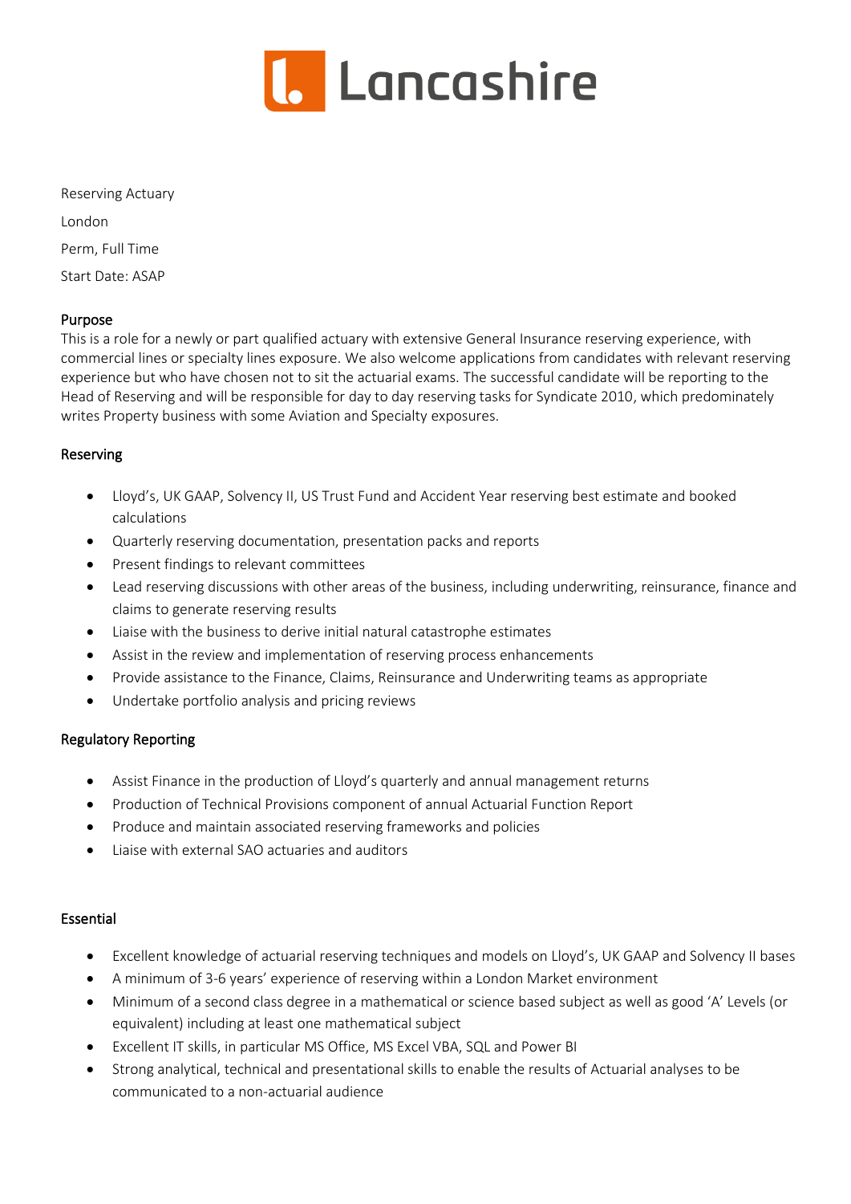Lancashire

Reserving Actuary

London

Perm, Full Time

Start Date: ASAP

## Purpose

This is a role for a newly or part qualified actuary with extensive General Insurance reserving experience, with commercial lines or specialty lines exposure. We also welcome applications from candidates with relevant reserving experience but who have chosen not to sit the actuarial exams. The successful candidate will be reporting to the Head of Reserving and will be responsible for day to day reserving tasks for Syndicate 2010, which predominately writes Property business with some Aviation and Specialty exposures.

## Reserving

- Lloyd's, UK GAAP, Solvency II, US Trust Fund and Accident Year reserving best estimate and booked calculations
- Quarterly reserving documentation, presentation packs and reports
- Present findings to relevant committees
- Lead reserving discussions with other areas of the business, including underwriting, reinsurance, finance and claims to generate reserving results
- Liaise with the business to derive initial natural catastrophe estimates
- Assist in the review and implementation of reserving process enhancements
- Provide assistance to the Finance, Claims, Reinsurance and Underwriting teams as appropriate
- Undertake portfolio analysis and pricing reviews

## Regulatory Reporting

- Assist Finance in the production of Lloyd's quarterly and annual management returns
- Production of Technical Provisions component of annual Actuarial Function Report
- Produce and maintain associated reserving frameworks and policies
- Liaise with external SAO actuaries and auditors

## Essential

- Excellent knowledge of actuarial reserving techniques and models on Lloyd's, UK GAAP and Solvency II bases
- A minimum of 3-6 years' experience of reserving within a London Market environment
- Minimum of a second class degree in a mathematical or science based subject as well as good 'A' Levels (or equivalent) including at least one mathematical subject
- Excellent IT skills, in particular MS Office, MS Excel VBA, SQL and Power BI
- Strong analytical, technical and presentational skills to enable the results of Actuarial analyses to be communicated to a non-actuarial audience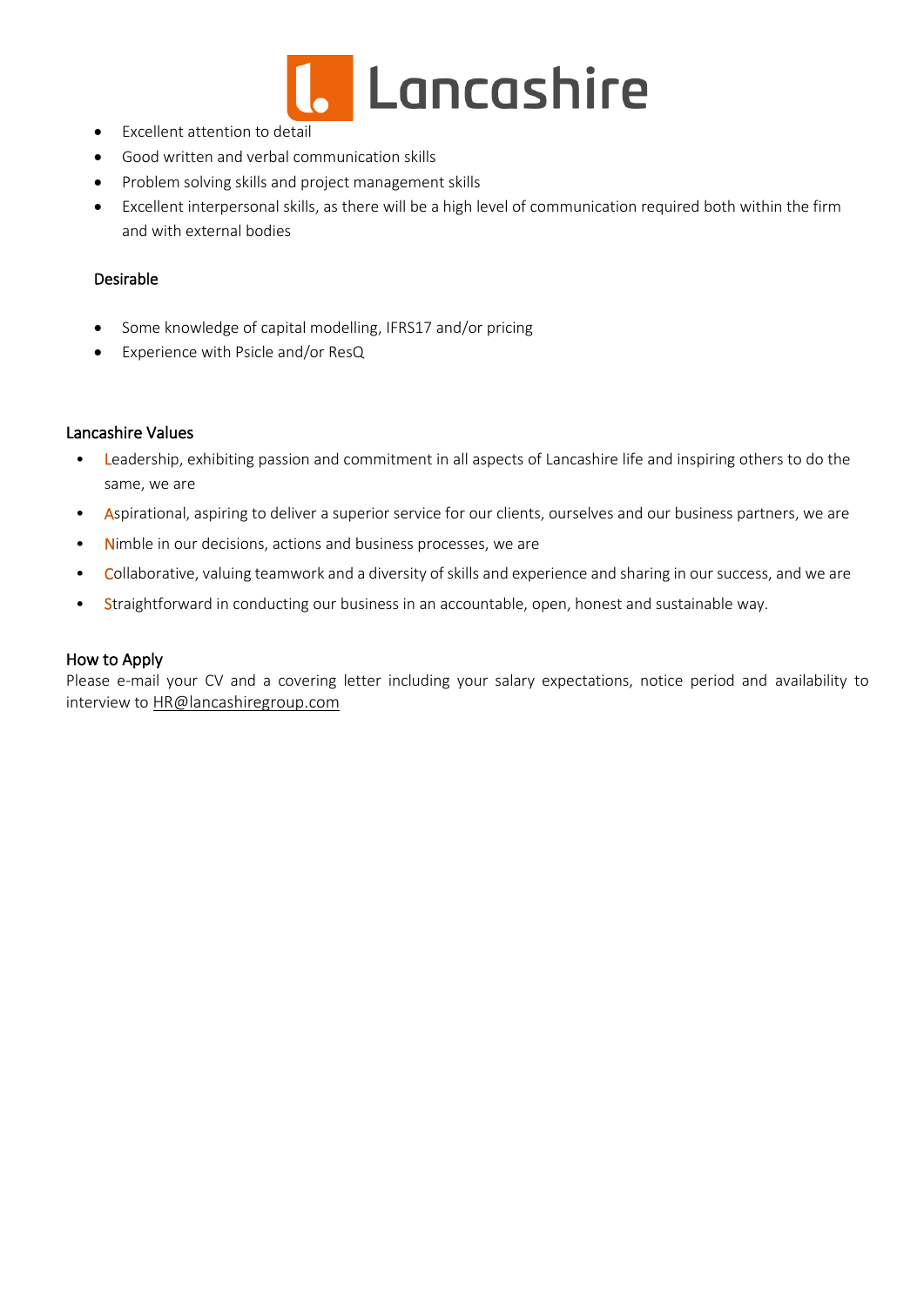- Excellent attention to detail
- Good written and verbal communication skills
- Problem solving skills and project management skills
- Excellent interpersonal skills, as there will be a high level of communication required both within the firm and with external bodies

### Desirable

- Some knowledge of capital modelling, IFRS17 and/or pricing
- Experience with Psicle and/or ResQ

## Lancashire Values

- Leadership, exhibiting passion and commitment in all aspects of Lancashire life and inspiring others to do the same, we are
- Aspirational, aspiring to deliver a superior service for our clients, ourselves and our business partners, we are
- Nimble in our decisions, actions and business processes, we are
- Collaborative, valuing teamwork and a diversity of skills and experience and sharing in our success, and we are
- Straightforward in conducting our business in an accountable, open, honest and sustainable way.

## How to Apply

Please e-mail your CV and a covering letter including your salary expectations, notice period and availability to interview to HR@lancashiregroup.com